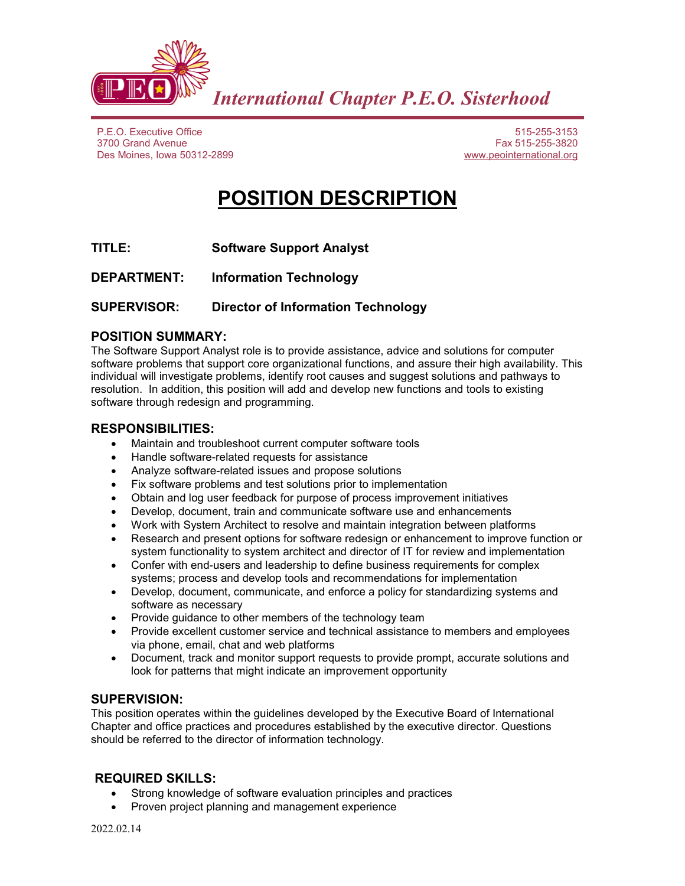*International Chapter P.E.O. Sisterhood*

P.E.O. Executive Office
3700 Grand Avenue
Des Moines, Iowa 50312-2899

515-255-3153
Fax 515-255-3820
www.peointernational.org

# POSITION DESCRIPTION

**TITLE:** **Software Support Analyst**

**DEPARTMENT:** **Information Technology**

**SUPERVISOR:** **Director of Information Technology**

## POSITION SUMMARY:

The Software Support Analyst role is to provide assistance, advice and solutions for computer software problems that support core organizational functions, and assure their high availability. This individual will investigate problems, identify root causes and suggest solutions and pathways to resolution. In addition, this position will add and develop new functions and tools to existing software through redesign and programming.

## RESPONSIBILITIES:

- Maintain and troubleshoot current computer software tools
- Handle software-related requests for assistance
- Analyze software-related issues and propose solutions
- Fix software problems and test solutions prior to implementation
- Obtain and log user feedback for purpose of process improvement initiatives
- Develop, document, train and communicate software use and enhancements
- Work with System Architect to resolve and maintain integration between platforms
- Research and present options for software redesign or enhancement to improve function or system functionality to system architect and director of IT for review and implementation
- Confer with end-users and leadership to define business requirements for complex systems; process and develop tools and recommendations for implementation
- Develop, document, communicate, and enforce a policy for standardizing systems and software as necessary
- Provide guidance to other members of the technology team
- Provide excellent customer service and technical assistance to members and employees via phone, email, chat and web platforms
- Document, track and monitor support requests to provide prompt, accurate solutions and look for patterns that might indicate an improvement opportunity

## SUPERVISION:

This position operates within the guidelines developed by the Executive Board of International Chapter and office practices and procedures established by the executive director. Questions should be referred to the director of information technology.

## REQUIRED SKILLS:

- Strong knowledge of software evaluation principles and practices
- Proven project planning and management experience

2022.02.14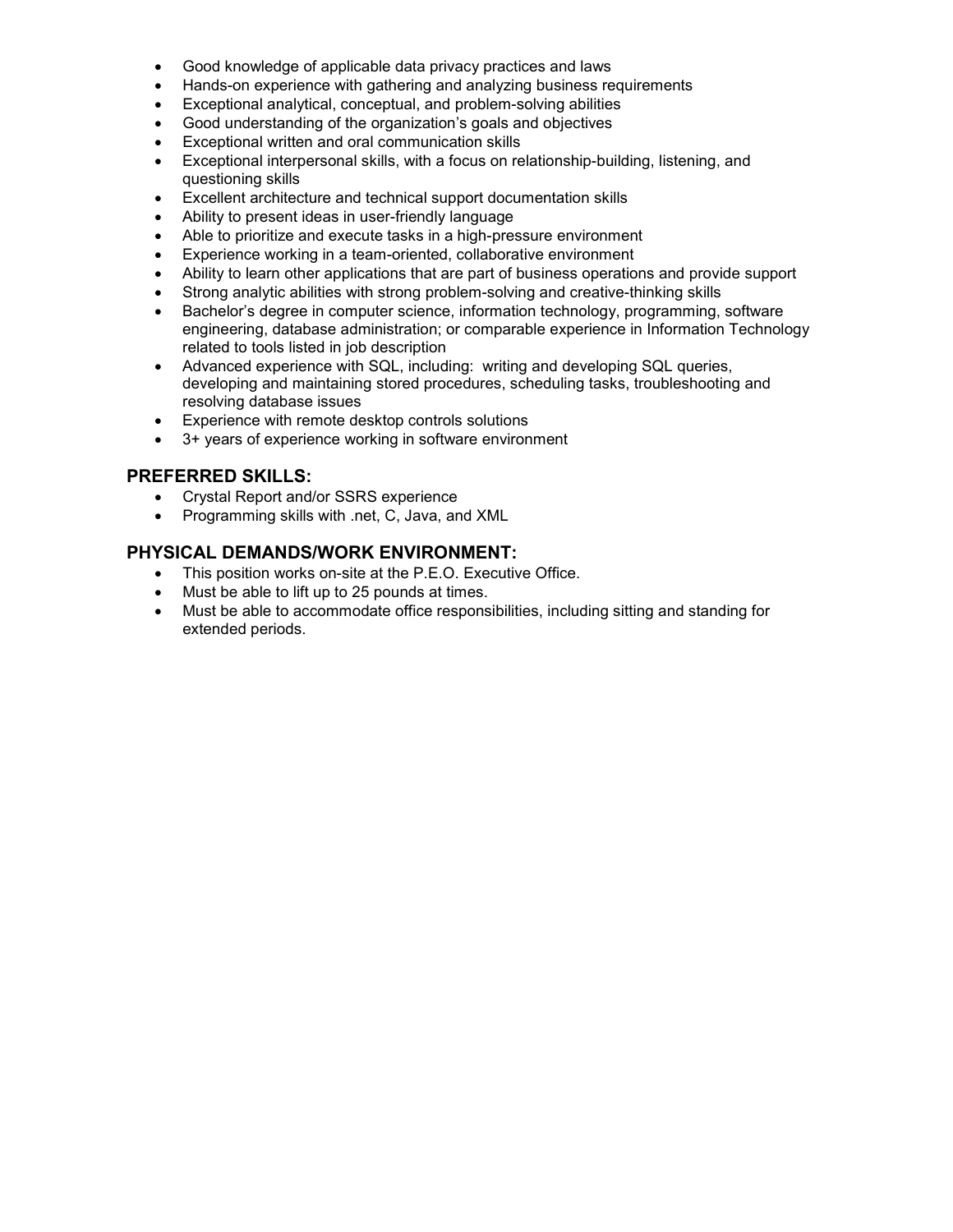- Good knowledge of applicable data privacy practices and laws
- Hands-on experience with gathering and analyzing business requirements
- Exceptional analytical, conceptual, and problem-solving abilities
- Good understanding of the organization's goals and objectives
- Exceptional written and oral communication skills
- Exceptional interpersonal skills, with a focus on relationship-building, listening, and questioning skills
- Excellent architecture and technical support documentation skills
- Ability to present ideas in user-friendly language
- Able to prioritize and execute tasks in a high-pressure environment
- Experience working in a team-oriented, collaborative environment
- Ability to learn other applications that are part of business operations and provide support
- Strong analytic abilities with strong problem-solving and creative-thinking skills
- Bachelor's degree in computer science, information technology, programming, software engineering, database administration; or comparable experience in Information Technology related to tools listed in job description
- Advanced experience with SQL, including: writing and developing SQL queries, developing and maintaining stored procedures, scheduling tasks, troubleshooting and resolving database issues
- Experience with remote desktop controls solutions
- 3+ years of experience working in software environment

## PREFERRED SKILLS:

- Crystal Report and/or SSRS experience
- Programming skills with .net, C, Java, and XML

## PHYSICAL DEMANDS/WORK ENVIRONMENT:

- This position works on-site at the P.E.O. Executive Office.
- Must be able to lift up to 25 pounds at times.
- Must be able to accommodate office responsibilities, including sitting and standing for extended periods.